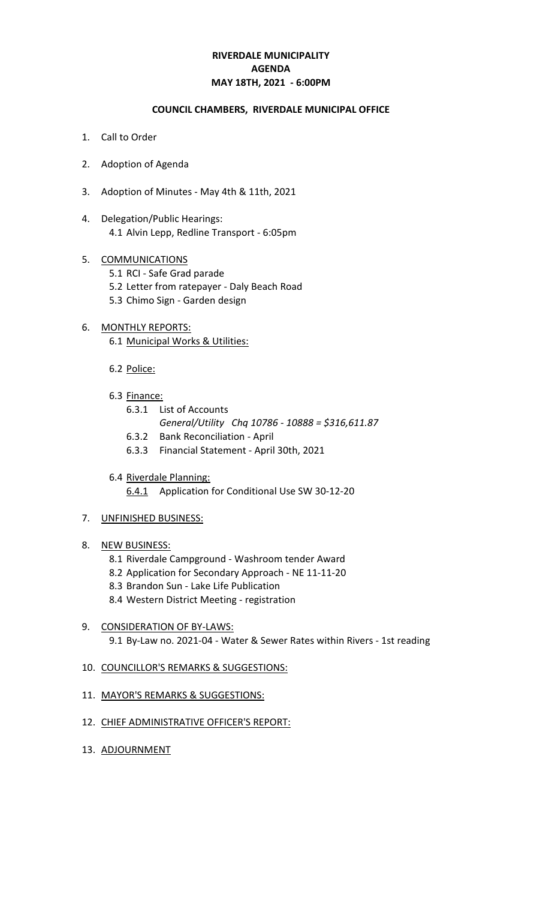**RIVERDALE MUNICIPALITY**
**AGENDA**
**MAY 18TH, 2021 - 6:00PM**

**COUNCIL CHAMBERS, RIVERDALE MUNICIPAL OFFICE**

1. Call to Order
2. Adoption of Agenda
3. Adoption of Minutes - May 4th & 11th, 2021
4. Delegation/Public Hearings:
   - 4.1 Alvin Lepp, Redline Transport - 6:05pm
5. COMMUNICATIONS
   - 5.1 RCI - Safe Grad parade
   - 5.2 Letter from ratepayer - Daly Beach Road
   - 5.3 Chimo Sign - Garden design
6. MONTHLY REPORTS:
   - 6.1 Municipal Works & Utilities:
   - 6.2 Police:
   - 6.3 Finance:
     - 6.3.1 List of Accounts
       *General/Utility Chq 10786 - 10888 = $316,611.87*
     - 6.3.2 Bank Reconciliation - April
     - 6.3.3 Financial Statement - April 30th, 2021
   - 6.4 Riverdale Planning:
     - 6.4.1 Application for Conditional Use SW 30-12-20
7. UNFINISHED BUSINESS:
8. NEW BUSINESS:
   - 8.1 Riverdale Campground - Washroom tender Award
   - 8.2 Application for Secondary Approach - NE 11-11-20
   - 8.3 Brandon Sun - Lake Life Publication
   - 8.4 Western District Meeting - registration
9. CONSIDERATION OF BY-LAWS:
   - 9.1 By-Law no. 2021-04 - Water & Sewer Rates within Rivers - 1st reading
10. COUNCILLOR'S REMARKS & SUGGESTIONS:
11. MAYOR'S REMARKS & SUGGESTIONS:
12. CHIEF ADMINISTRATIVE OFFICER'S REPORT:
13. ADJOURNMENT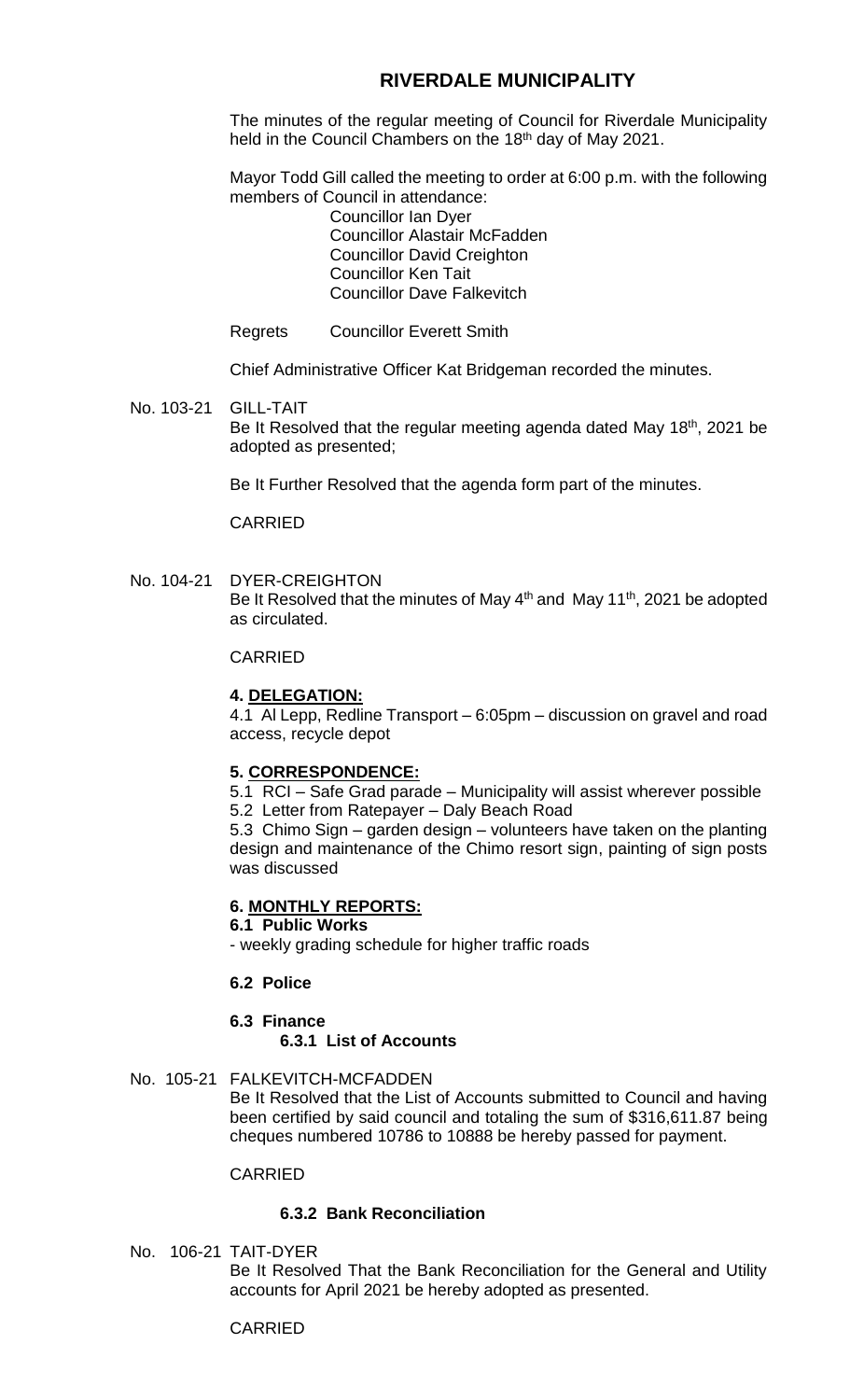# RIVERDALE MUNICIPALITY

The minutes of the regular meeting of Council for Riverdale Municipality held in the Council Chambers on the 18th day of May 2021.

Mayor Todd Gill called the meeting to order at 6:00 p.m. with the following members of Council in attendance:

Councillor Ian Dyer
Councillor Alastair McFadden
Councillor David Creighton
Councillor Ken Tait
Councillor Dave Falkevitch

Regrets Councillor Everett Smith

Chief Administrative Officer Kat Bridgeman recorded the minutes.

No. 103-21 GILL-TAIT

Be It Resolved that the regular meeting agenda dated May 18th, 2021 be adopted as presented;

Be It Further Resolved that the agenda form part of the minutes.

CARRIED

No. 104-21 DYER-CREIGHTON

Be It Resolved that the minutes of May 4th and May 11th, 2021 be adopted as circulated.

CARRIED

## 4. DELEGATION:

4.1 Al Lepp, Redline Transport – 6:05pm – discussion on gravel and road access, recycle depot

## 5. CORRESPONDENCE:

5.1 RCI – Safe Grad parade – Municipality will assist wherever possible
5.2 Letter from Ratepayer – Daly Beach Road
5.3 Chimo Sign – garden design – volunteers have taken on the planting design and maintenance of the Chimo resort sign, painting of sign posts was discussed

## 6. MONTHLY REPORTS:

### 6.1 Public Works

- weekly grading schedule for higher traffic roads

### 6.2 Police

### 6.3 Finance

#### 6.3.1 List of Accounts

No. 105-21 FALKEVITCH-MCFADDEN

Be It Resolved that the List of Accounts submitted to Council and having been certified by said council and totaling the sum of $316,611.87 being cheques numbered 10786 to 10888 be hereby passed for payment.

CARRIED

#### 6.3.2 Bank Reconciliation

No. 106-21 TAIT-DYER

Be It Resolved That the Bank Reconciliation for the General and Utility accounts for April 2021 be hereby adopted as presented.

CARRIED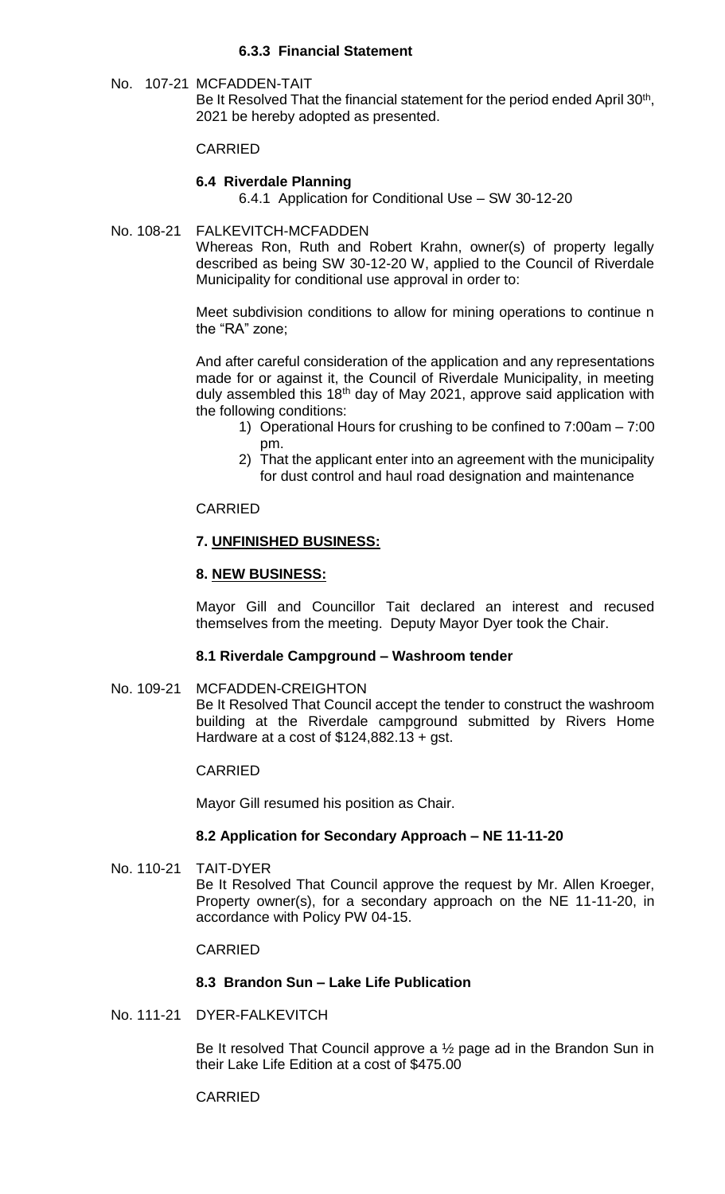### 6.3.3 Financial Statement

No. 107-21 MCFADDEN-TAIT

Be It Resolved That the financial statement for the period ended April 30th, 2021 be hereby adopted as presented.

CARRIED

### 6.4 Riverdale Planning

6.4.1 Application for Conditional Use – SW 30-12-20

No. 108-21 FALKEVITCH-MCFADDEN

Whereas Ron, Ruth and Robert Krahn, owner(s) of property legally described as being SW 30-12-20 W, applied to the Council of Riverdale Municipality for conditional use approval in order to:

Meet subdivision conditions to allow for mining operations to continue n the "RA" zone;

And after careful consideration of the application and any representations made for or against it, the Council of Riverdale Municipality, in meeting duly assembled this 18th day of May 2021, approve said application with the following conditions:

1) Operational Hours for crushing to be confined to 7:00am – 7:00 pm.
2) That the applicant enter into an agreement with the municipality for dust control and haul road designation and maintenance

CARRIED

### 7. UNFINISHED BUSINESS:

### 8. NEW BUSINESS:

Mayor Gill and Councillor Tait declared an interest and recused themselves from the meeting. Deputy Mayor Dyer took the Chair.

### 8.1 Riverdale Campground – Washroom tender

No. 109-21 MCFADDEN-CREIGHTON

Be It Resolved That Council accept the tender to construct the washroom building at the Riverdale campground submitted by Rivers Home Hardware at a cost of $124,882.13 + gst.

CARRIED

Mayor Gill resumed his position as Chair.

### 8.2 Application for Secondary Approach – NE 11-11-20

No. 110-21 TAIT-DYER

Be It Resolved That Council approve the request by Mr. Allen Kroeger, Property owner(s), for a secondary approach on the NE 11-11-20, in accordance with Policy PW 04-15.

CARRIED

### 8.3 Brandon Sun – Lake Life Publication

No. 111-21 DYER-FALKEVITCH

Be It resolved That Council approve a ½ page ad in the Brandon Sun in their Lake Life Edition at a cost of $475.00

CARRIED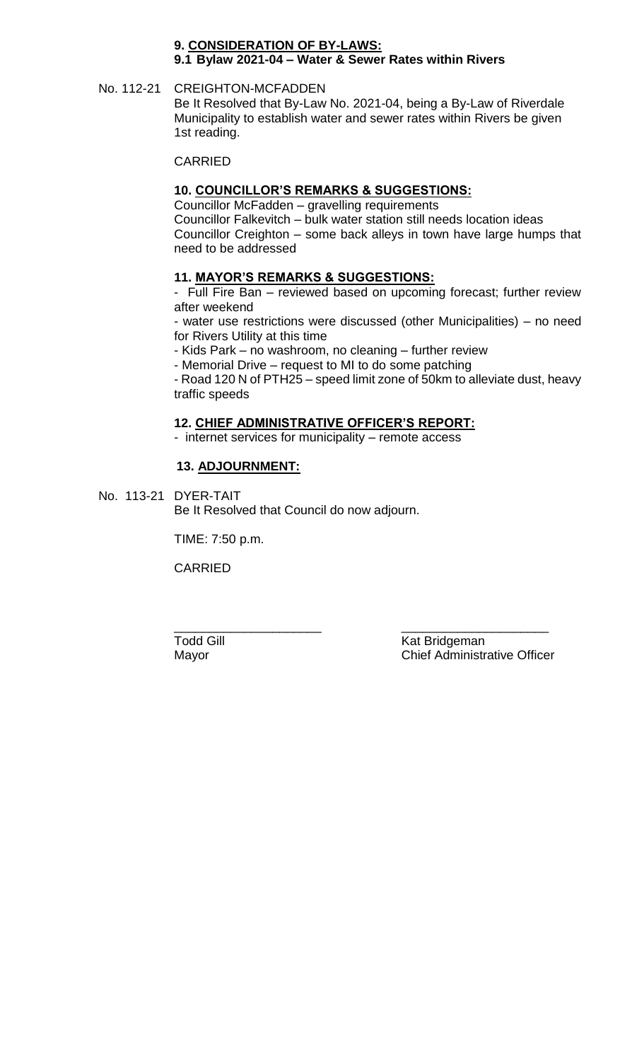**9. CONSIDERATION OF BY-LAWS:**
**9.1 Bylaw 2021-04 – Water & Sewer Rates within Rivers**

No. 112-21 CREIGHTON-MCFADDEN

Be It Resolved that By-Law No. 2021-04, being a By-Law of Riverdale Municipality to establish water and sewer rates within Rivers be given 1st reading.

CARRIED

**10. COUNCILLOR'S REMARKS & SUGGESTIONS:**

Councillor McFadden – gravelling requirements
Councillor Falkevitch – bulk water station still needs location ideas
Councillor Creighton – some back alleys in town have large humps that need to be addressed

**11. MAYOR'S REMARKS & SUGGESTIONS:**

- Full Fire Ban – reviewed based on upcoming forecast; further review after weekend
- water use restrictions were discussed (other Municipalities) – no need for Rivers Utility at this time
- Kids Park – no washroom, no cleaning – further review
- Memorial Drive – request to MI to do some patching
- Road 120 N of PTH25 – speed limit zone of 50km to alleviate dust, heavy traffic speeds

**12. CHIEF ADMINISTRATIVE OFFICER'S REPORT:**

- internet services for municipality – remote access

**13. ADJOURNMENT:**

No. 113-21 DYER-TAIT

Be It Resolved that Council do now adjourn.

TIME: 7:50 p.m.

CARRIED

_____________________ _____________________
Todd Gill Kat Bridgeman
Mayor Chief Administrative Officer